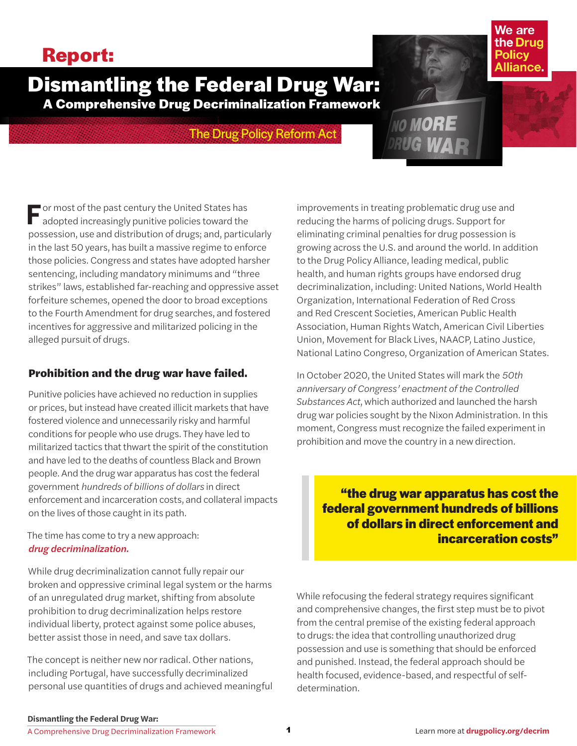**Report:**

# Dismantling the Federal Drug War:

## A Comprehensive Drug Decriminalization Framework

The Drug Policy Reform Act

We are the Drug Policy Alliance.

For most of the past century the United States has adopted increasingly punitive policies toward the possession, use and distribution of drugs; and, particularly in the last 50 years, has built a massive regime to enforce those policies. Congress and states have adopted harsher sentencing, including mandatory minimums and "three strikes" laws, established far-reaching and oppressive asset forfeiture schemes, opened the door to broad exceptions to the Fourth Amendment for drug searches, and fostered incentives for aggressive and militarized policing in the alleged pursuit of drugs.

### Prohibition and the drug war have failed.

Punitive policies have achieved no reduction in supplies or prices, but instead have created illicit markets that have fostered violence and unnecessarily risky and harmful conditions for people who use drugs. They have led to militarized tactics that thwart the spirit of the constitution and have led to the deaths of countless Black and Brown people. And the drug war apparatus has cost the federal government *hundreds of billions of dollars* in direct enforcement and incarceration costs, and collateral impacts on the lives of those caught in its path.

The time has come to try a new approach: ***drug decriminalization.***

While drug decriminalization cannot fully repair our broken and oppressive criminal legal system or the harms of an unregulated drug market, shifting from absolute prohibition to drug decriminalization helps restore individual liberty, protect against some police abuses, better assist those in need, and save tax dollars.

The concept is neither new nor radical. Other nations, including Portugal, have successfully decriminalized personal use quantities of drugs and achieved meaningful improvements in treating problematic drug use and reducing the harms of policing drugs. Support for eliminating criminal penalties for drug possession is growing across the U.S. and around the world. In addition to the Drug Policy Alliance, leading medical, public health, and human rights groups have endorsed drug decriminalization, including: United Nations, World Health Organization, International Federation of Red Cross and Red Crescent Societies, American Public Health Association, Human Rights Watch, American Civil Liberties Union, Movement for Black Lives, NAACP, Latino Justice, National Latino Congreso, Organization of American States.

In October 2020, the United States will mark the *50th anniversary of Congress' enactment of the Controlled Substances Act*, which authorized and launched the harsh drug war policies sought by the Nixon Administration. In this moment, Congress must recognize the failed experiment in prohibition and move the country in a new direction.

> **"the drug war apparatus has cost the federal government hundreds of billions of dollars in direct enforcement and incarceration costs"**

While refocusing the federal strategy requires significant and comprehensive changes, the first step must be to pivot from the central premise of the existing federal approach to drugs: the idea that controlling unauthorized drug possession and use is something that should be enforced and punished. Instead, the federal approach should be health focused, evidence-based, and respectful of self-determination.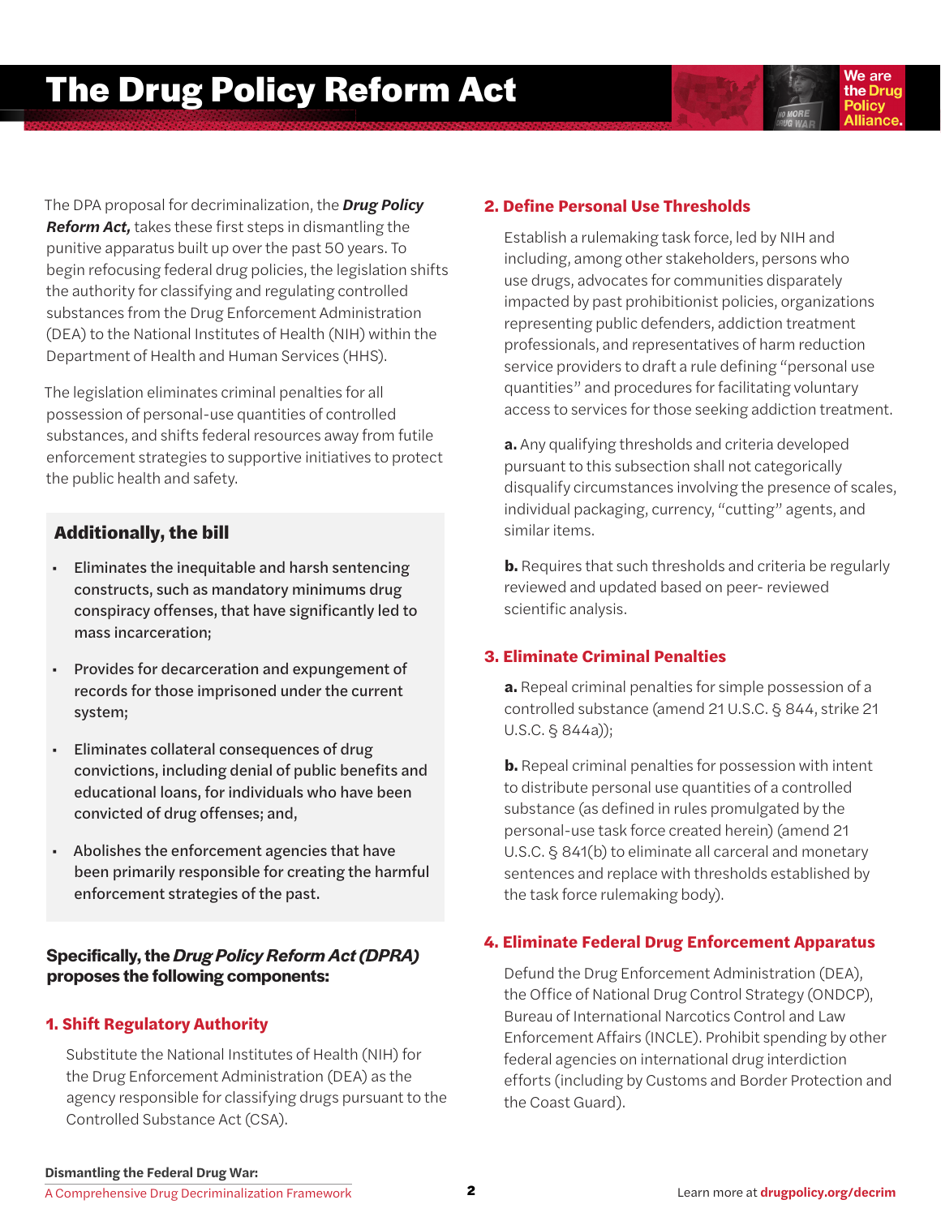# The Drug Policy Reform Act

The DPA proposal for decriminalization, the ***Drug Policy Reform Act,*** takes these first steps in dismantling the punitive apparatus built up over the past 50 years. To begin refocusing federal drug policies, the legislation shifts the authority for classifying and regulating controlled substances from the Drug Enforcement Administration (DEA) to the National Institutes of Health (NIH) within the Department of Health and Human Services (HHS).

The legislation eliminates criminal penalties for all possession of personal-use quantities of controlled substances, and shifts federal resources away from futile enforcement strategies to supportive initiatives to protect the public health and safety.

### Additionally, the bill

- Eliminates the inequitable and harsh sentencing constructs, such as mandatory minimums drug conspiracy offenses, that have significantly led to mass incarceration;
- Provides for decarceration and expungement of records for those imprisoned under the current system;
- Eliminates collateral consequences of drug convictions, including denial of public benefits and educational loans, for individuals who have been convicted of drug offenses; and,
- Abolishes the enforcement agencies that have been primarily responsible for creating the harmful enforcement strategies of the past.

**Specifically, the *Drug Policy Reform Act (DPRA)* proposes the following components:**

## 1. Shift Regulatory Authority

Substitute the National Institutes of Health (NIH) for the Drug Enforcement Administration (DEA) as the agency responsible for classifying drugs pursuant to the Controlled Substance Act (CSA).

## 2. Define Personal Use Thresholds

Establish a rulemaking task force, led by NIH and including, among other stakeholders, persons who use drugs, advocates for communities disparately impacted by past prohibitionist policies, organizations representing public defenders, addiction treatment professionals, and representatives of harm reduction service providers to draft a rule defining "personal use quantities" and procedures for facilitating voluntary access to services for those seeking addiction treatment.

**a.** Any qualifying thresholds and criteria developed pursuant to this subsection shall not categorically disqualify circumstances involving the presence of scales, individual packaging, currency, "cutting" agents, and similar items.

**b.** Requires that such thresholds and criteria be regularly reviewed and updated based on peer- reviewed scientific analysis.

## 3. Eliminate Criminal Penalties

**a.** Repeal criminal penalties for simple possession of a controlled substance (amend 21 U.S.C. § 844, strike 21 U.S.C. § 844a));

**b.** Repeal criminal penalties for possession with intent to distribute personal use quantities of a controlled substance (as defined in rules promulgated by the personal-use task force created herein) (amend 21 U.S.C. § 841(b) to eliminate all carceral and monetary sentences and replace with thresholds established by the task force rulemaking body).

## 4. Eliminate Federal Drug Enforcement Apparatus

Defund the Drug Enforcement Administration (DEA), the Office of National Drug Control Strategy (ONDCP), Bureau of International Narcotics Control and Law Enforcement Affairs (INCLE). Prohibit spending by other federal agencies on international drug interdiction efforts (including by Customs and Border Protection and the Coast Guard).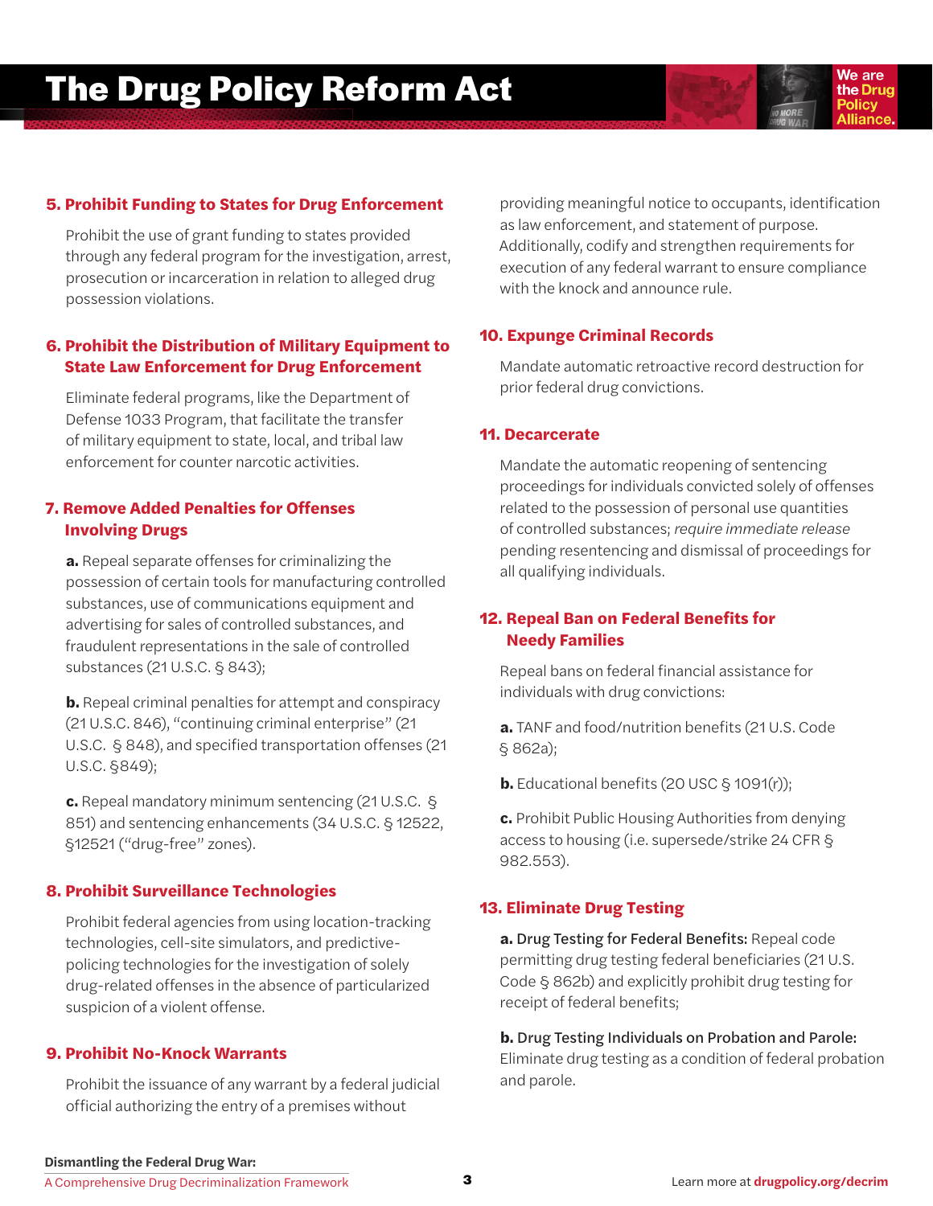# The Drug Policy Reform Act

### 5. Prohibit Funding to States for Drug Enforcement

Prohibit the use of grant funding to states provided through any federal program for the investigation, arrest, prosecution or incarceration in relation to alleged drug possession violations.

### 6. Prohibit the Distribution of Military Equipment to State Law Enforcement for Drug Enforcement

Eliminate federal programs, like the Department of Defense 1033 Program, that facilitate the transfer of military equipment to state, local, and tribal law enforcement for counter narcotic activities.

### 7. Remove Added Penalties for Offenses Involving Drugs

**a.** Repeal separate offenses for criminalizing the possession of certain tools for manufacturing controlled substances, use of communications equipment and advertising for sales of controlled substances, and fraudulent representations in the sale of controlled substances (21 U.S.C. § 843);

**b.** Repeal criminal penalties for attempt and conspiracy (21 U.S.C. 846), "continuing criminal enterprise" (21 U.S.C. § 848), and specified transportation offenses (21 U.S.C. §849);

**c.** Repeal mandatory minimum sentencing (21 U.S.C. § 851) and sentencing enhancements (34 U.S.C. § 12522, §12521 ("drug-free" zones).

### 8. Prohibit Surveillance Technologies

Prohibit federal agencies from using location-tracking technologies, cell-site simulators, and predictive-policing technologies for the investigation of solely drug-related offenses in the absence of particularized suspicion of a violent offense.

### 9. Prohibit No-Knock Warrants

Prohibit the issuance of any warrant by a federal judicial official authorizing the entry of a premises without providing meaningful notice to occupants, identification as law enforcement, and statement of purpose. Additionally, codify and strengthen requirements for execution of any federal warrant to ensure compliance with the knock and announce rule.

### 10. Expunge Criminal Records

Mandate automatic retroactive record destruction for prior federal drug convictions.

### 11. Decarcerate

Mandate the automatic reopening of sentencing proceedings for individuals convicted solely of offenses related to the possession of personal use quantities of controlled substances; *require immediate release* pending resentencing and dismissal of proceedings for all qualifying individuals.

### 12. Repeal Ban on Federal Benefits for Needy Families

Repeal bans on federal financial assistance for individuals with drug convictions:

**a.** TANF and food/nutrition benefits (21 U.S. Code § 862a);

**b.** Educational benefits (20 USC § 1091(r));

**c.** Prohibit Public Housing Authorities from denying access to housing (i.e. supersede/strike 24 CFR § 982.553).

### 13. Eliminate Drug Testing

**a. Drug Testing for Federal Benefits:** Repeal code permitting drug testing federal beneficiaries (21 U.S. Code § 862b) and explicitly prohibit drug testing for receipt of federal benefits;

**b. Drug Testing Individuals on Probation and Parole:** Eliminate drug testing as a condition of federal probation and parole.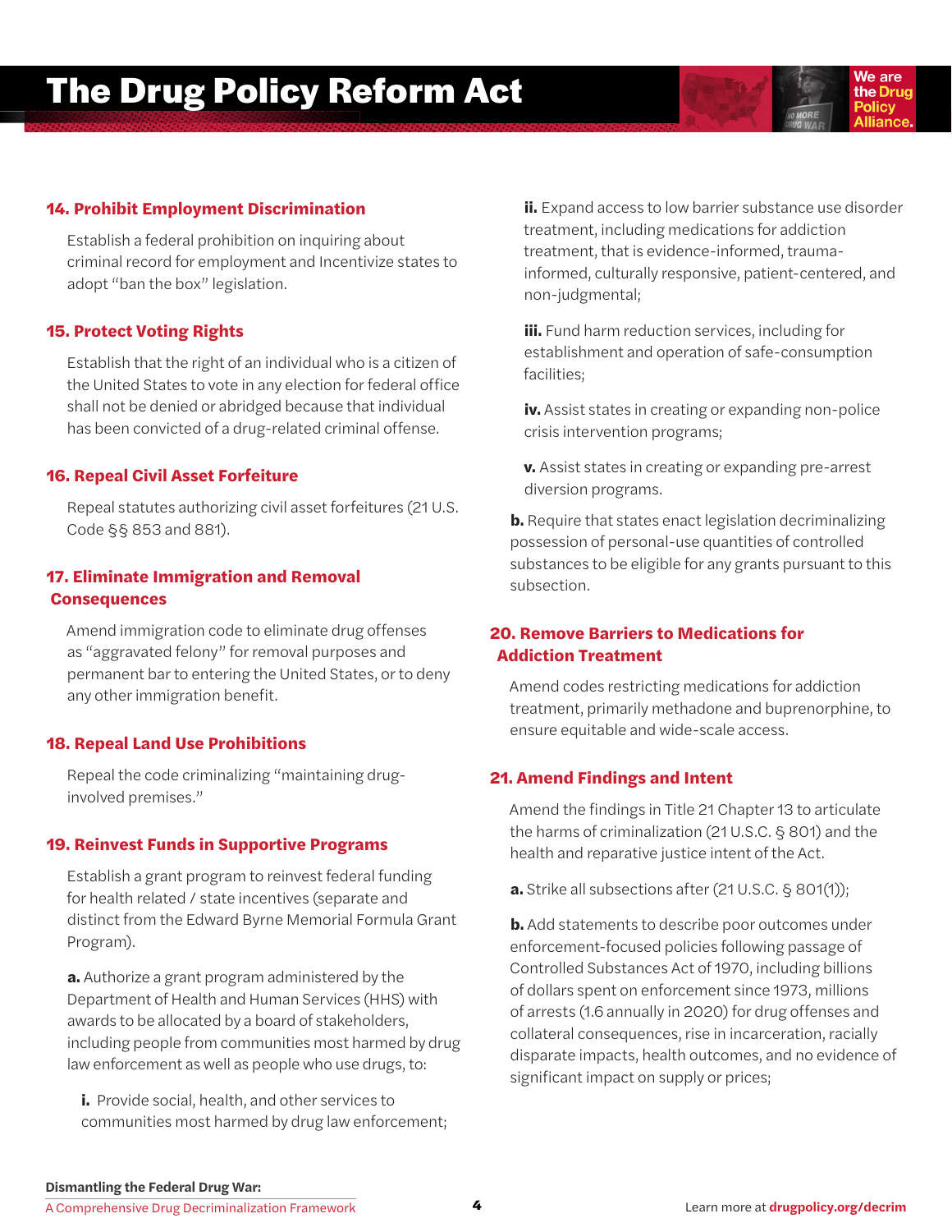### 14. Prohibit Employment Discrimination

Establish a federal prohibition on inquiring about criminal record for employment and Incentivize states to adopt "ban the box" legislation.

### 15. Protect Voting Rights

Establish that the right of an individual who is a citizen of the United States to vote in any election for federal office shall not be denied or abridged because that individual has been convicted of a drug-related criminal offense.

### 16. Repeal Civil Asset Forfeiture

Repeal statutes authorizing civil asset forfeitures (21 U.S. Code §§ 853 and 881).

### 17. Eliminate Immigration and Removal Consequences

Amend immigration code to eliminate drug offenses as "aggravated felony" for removal purposes and permanent bar to entering the United States, or to deny any other immigration benefit.

### 18. Repeal Land Use Prohibitions

Repeal the code criminalizing "maintaining drug-involved premises."

### 19. Reinvest Funds in Supportive Programs

Establish a grant program to reinvest federal funding for health related / state incentives (separate and distinct from the Edward Byrne Memorial Formula Grant Program).

**a.** Authorize a grant program administered by the Department of Health and Human Services (HHS) with awards to be allocated by a board of stakeholders, including people from communities most harmed by drug law enforcement as well as people who use drugs, to:

**i.** Provide social, health, and other services to communities most harmed by drug law enforcement;

**ii.** Expand access to low barrier substance use disorder treatment, including medications for addiction treatment, that is evidence-informed, trauma-informed, culturally responsive, patient-centered, and non-judgmental;

**iii.** Fund harm reduction services, including for establishment and operation of safe-consumption facilities;

**iv.** Assist states in creating or expanding non-police crisis intervention programs;

**v.** Assist states in creating or expanding pre-arrest diversion programs.

**b.** Require that states enact legislation decriminalizing possession of personal-use quantities of controlled substances to be eligible for any grants pursuant to this subsection.

### 20. Remove Barriers to Medications for Addiction Treatment

Amend codes restricting medications for addiction treatment, primarily methadone and buprenorphine, to ensure equitable and wide-scale access.

### 21. Amend Findings and Intent

Amend the findings in Title 21 Chapter 13 to articulate the harms of criminalization (21 U.S.C. § 801) and the health and reparative justice intent of the Act.

**a.** Strike all subsections after (21 U.S.C. § 801(1));

**b.** Add statements to describe poor outcomes under enforcement-focused policies following passage of Controlled Substances Act of 1970, including billions of dollars spent on enforcement since 1973, millions of arrests (1.6 annually in 2020) for drug offenses and collateral consequences, rise in incarceration, racially disparate impacts, health outcomes, and no evidence of significant impact on supply or prices;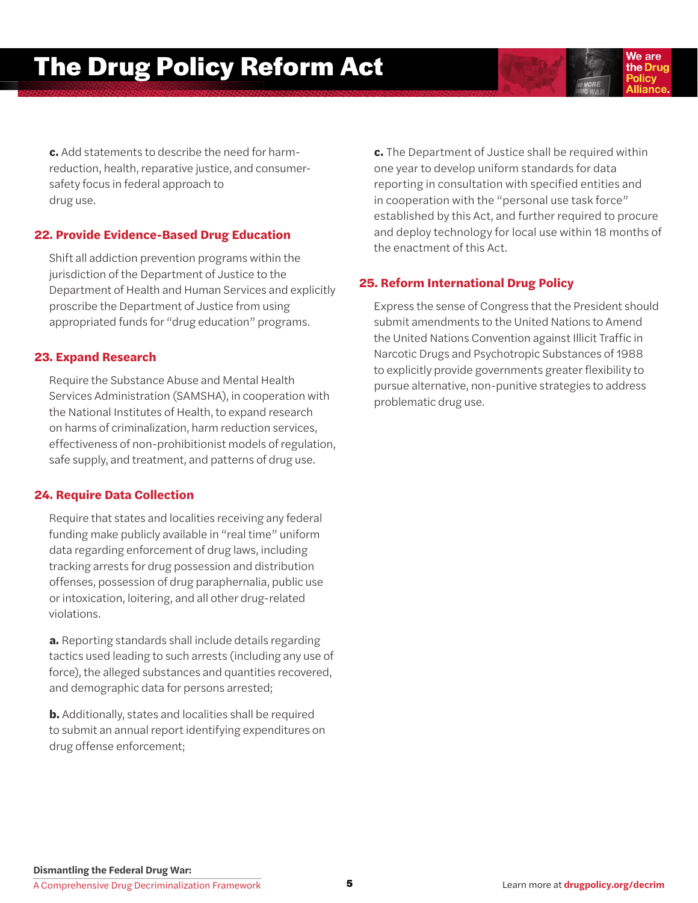**c.** Add statements to describe the need for harm-reduction, health, reparative justice, and consumer-safety focus in federal approach to drug use.

### 22. Provide Evidence-Based Drug Education

Shift all addiction prevention programs within the jurisdiction of the Department of Justice to the Department of Health and Human Services and explicitly proscribe the Department of Justice from using appropriated funds for "drug education" programs.

### 23. Expand Research

Require the Substance Abuse and Mental Health Services Administration (SAMSHA), in cooperation with the National Institutes of Health, to expand research on harms of criminalization, harm reduction services, effectiveness of non-prohibitionist models of regulation, safe supply, and treatment, and patterns of drug use.

### 24. Require Data Collection

Require that states and localities receiving any federal funding make publicly available in "real time" uniform data regarding enforcement of drug laws, including tracking arrests for drug possession and distribution offenses, possession of drug paraphernalia, public use or intoxication, loitering, and all other drug-related violations.

**a.** Reporting standards shall include details regarding tactics used leading to such arrests (including any use of force), the alleged substances and quantities recovered, and demographic data for persons arrested;

**b.** Additionally, states and localities shall be required to submit an annual report identifying expenditures on drug offense enforcement;

**c.** The Department of Justice shall be required within one year to develop uniform standards for data reporting in consultation with specified entities and in cooperation with the "personal use task force" established by this Act, and further required to procure and deploy technology for local use within 18 months of the enactment of this Act.

### 25. Reform International Drug Policy

Express the sense of Congress that the President should submit amendments to the United Nations to Amend the United Nations Convention against Illicit Traffic in Narcotic Drugs and Psychotropic Substances of 1988 to explicitly provide governments greater flexibility to pursue alternative, non-punitive strategies to address problematic drug use.